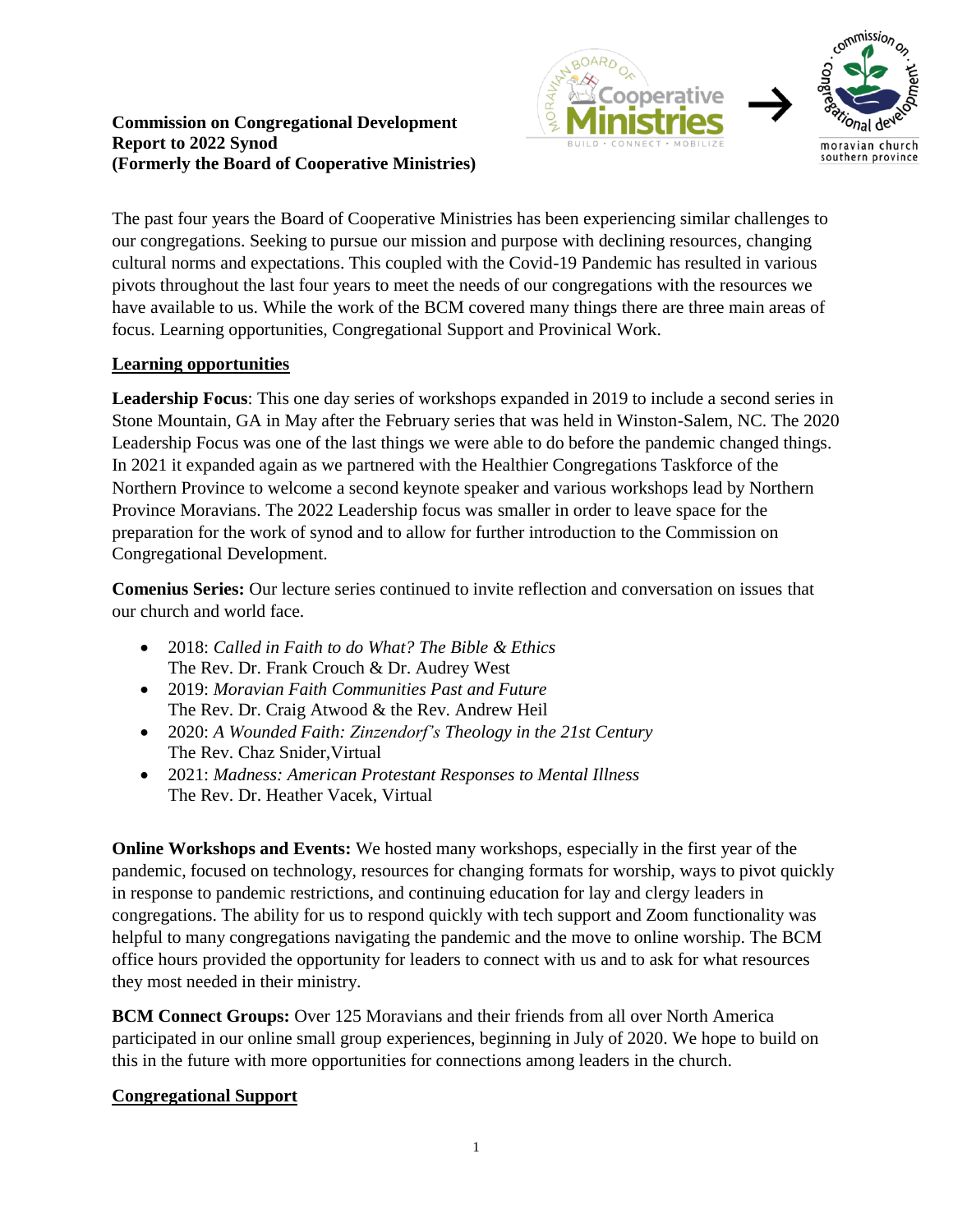**Commission on Congregational Development**
**Report to 2022 Synod**
**(Formerly the Board of Cooperative Ministries)**

The past four years the Board of Cooperative Ministries has been experiencing similar challenges to our congregations. Seeking to pursue our mission and purpose with declining resources, changing cultural norms and expectations. This coupled with the Covid-19 Pandemic has resulted in various pivots throughout the last four years to meet the needs of our congregations with the resources we have available to us. While the work of the BCM covered many things there are three main areas of focus. Learning opportunities, Congregational Support and Provinical Work.

## Learning opportunities

**Leadership Focus**: This one day series of workshops expanded in 2019 to include a second series in Stone Mountain, GA in May after the February series that was held in Winston-Salem, NC. The 2020 Leadership Focus was one of the last things we were able to do before the pandemic changed things. In 2021 it expanded again as we partnered with the Healthier Congregations Taskforce of the Northern Province to welcome a second keynote speaker and various workshops lead by Northern Province Moravians. The 2022 Leadership focus was smaller in order to leave space for the preparation for the work of synod and to allow for further introduction to the Commission on Congregational Development.

**Comenius Series:** Our lecture series continued to invite reflection and conversation on issues that our church and world face.

- 2018: *Called in Faith to do What? The Bible & Ethics*
  The Rev. Dr. Frank Crouch & Dr. Audrey West
- 2019: *Moravian Faith Communities Past and Future*
  The Rev. Dr. Craig Atwood & the Rev. Andrew Heil
- 2020: *A Wounded Faith: Zinzendorf's Theology in the 21st Century*
  The Rev. Chaz Snider, Virtual
- 2021: *Madness: American Protestant Responses to Mental Illness*
  The Rev. Dr. Heather Vacek, Virtual

**Online Workshops and Events:** We hosted many workshops, especially in the first year of the pandemic, focused on technology, resources for changing formats for worship, ways to pivot quickly in response to pandemic restrictions, and continuing education for lay and clergy leaders in congregations. The ability for us to respond quickly with tech support and Zoom functionality was helpful to many congregations navigating the pandemic and the move to online worship. The BCM office hours provided the opportunity for leaders to connect with us and to ask for what resources they most needed in their ministry.

**BCM Connect Groups:** Over 125 Moravians and their friends from all over North America participated in our online small group experiences, beginning in July of 2020. We hope to build on this in the future with more opportunities for connections among leaders in the church.

## Congregational Support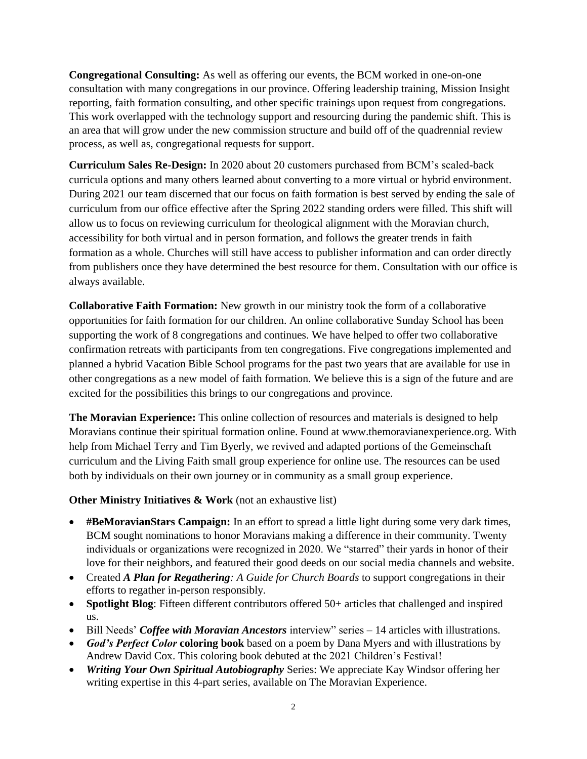**Congregational Consulting:** As well as offering our events, the BCM worked in one-on-one consultation with many congregations in our province. Offering leadership training, Mission Insight reporting, faith formation consulting, and other specific trainings upon request from congregations. This work overlapped with the technology support and resourcing during the pandemic shift. This is an area that will grow under the new commission structure and build off of the quadrennial review process, as well as, congregational requests for support.

**Curriculum Sales Re-Design:** In 2020 about 20 customers purchased from BCM's scaled-back curricula options and many others learned about converting to a more virtual or hybrid environment. During 2021 our team discerned that our focus on faith formation is best served by ending the sale of curriculum from our office effective after the Spring 2022 standing orders were filled. This shift will allow us to focus on reviewing curriculum for theological alignment with the Moravian church, accessibility for both virtual and in person formation, and follows the greater trends in faith formation as a whole. Churches will still have access to publisher information and can order directly from publishers once they have determined the best resource for them. Consultation with our office is always available.

**Collaborative Faith Formation:** New growth in our ministry took the form of a collaborative opportunities for faith formation for our children. An online collaborative Sunday School has been supporting the work of 8 congregations and continues. We have helped to offer two collaborative confirmation retreats with participants from ten congregations. Five congregations implemented and planned a hybrid Vacation Bible School programs for the past two years that are available for use in other congregations as a new model of faith formation. We believe this is a sign of the future and are excited for the possibilities this brings to our congregations and province.

**The Moravian Experience:** This online collection of resources and materials is designed to help Moravians continue their spiritual formation online. Found at www.themoravianexperience.org. With help from Michael Terry and Tim Byerly, we revived and adapted portions of the Gemeinschaft curriculum and the Living Faith small group experience for online use. The resources can be used both by individuals on their own journey or in community as a small group experience.

**Other Ministry Initiatives & Work** (not an exhaustive list)

- **#BeMoravianStars Campaign:** In an effort to spread a little light during some very dark times, BCM sought nominations to honor Moravians making a difference in their community. Twenty individuals or organizations were recognized in 2020. We "starred" their yards in honor of their love for their neighbors, and featured their good deeds on our social media channels and website.
- Created ***A Plan for Regathering**: A Guide for Church Boards* to support congregations in their efforts to regather in-person responsibly.
- **Spotlight Blog**: Fifteen different contributors offered 50+ articles that challenged and inspired us.
- Bill Needs' ***Coffee with Moravian Ancestors*** interview" series – 14 articles with illustrations.
- ***God's Perfect Color*** **coloring book** based on a poem by Dana Myers and with illustrations by Andrew David Cox. This coloring book debuted at the 2021 Children's Festival!
- ***Writing Your Own Spiritual Autobiography*** Series: We appreciate Kay Windsor offering her writing expertise in this 4-part series, available on The Moravian Experience.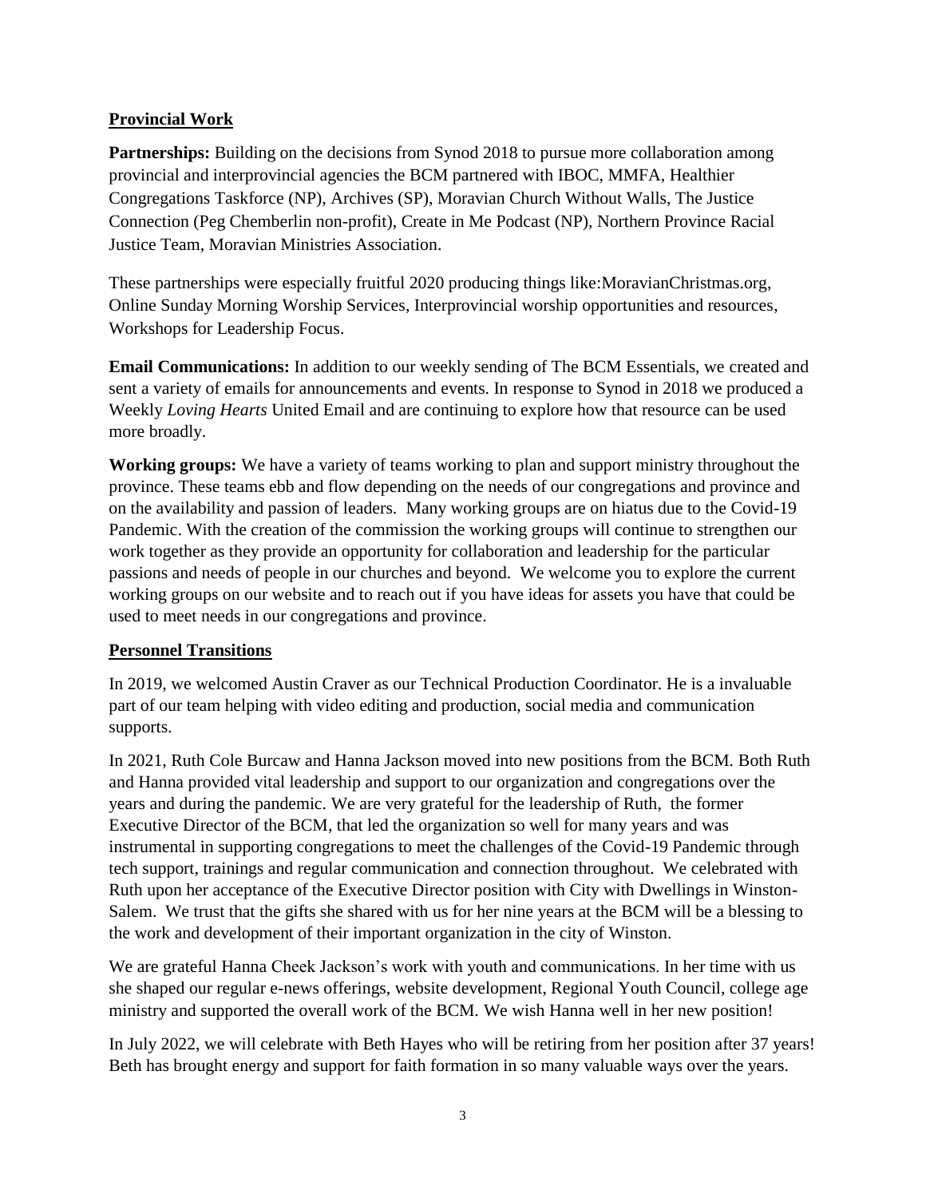## Provincial Work

**Partnerships:** Building on the decisions from Synod 2018 to pursue more collaboration among provincial and interprovincial agencies the BCM partnered with IBOC, MMFA, Healthier Congregations Taskforce (NP), Archives (SP), Moravian Church Without Walls, The Justice Connection (Peg Chemberlin non-profit), Create in Me Podcast (NP), Northern Province Racial Justice Team, Moravian Ministries Association.

These partnerships were especially fruitful 2020 producing things like:MoravianChristmas.org, Online Sunday Morning Worship Services, Interprovincial worship opportunities and resources, Workshops for Leadership Focus.

**Email Communications:** In addition to our weekly sending of The BCM Essentials, we created and sent a variety of emails for announcements and events. In response to Synod in 2018 we produced a Weekly *Loving Hearts* United Email and are continuing to explore how that resource can be used more broadly.

**Working groups:** We have a variety of teams working to plan and support ministry throughout the province. These teams ebb and flow depending on the needs of our congregations and province and on the availability and passion of leaders. Many working groups are on hiatus due to the Covid-19 Pandemic. With the creation of the commission the working groups will continue to strengthen our work together as they provide an opportunity for collaboration and leadership for the particular passions and needs of people in our churches and beyond. We welcome you to explore the current working groups on our website and to reach out if you have ideas for assets you have that could be used to meet needs in our congregations and province.

## Personnel Transitions

In 2019, we welcomed Austin Craver as our Technical Production Coordinator. He is a invaluable part of our team helping with video editing and production, social media and communication supports.

In 2021, Ruth Cole Burcaw and Hanna Jackson moved into new positions from the BCM. Both Ruth and Hanna provided vital leadership and support to our organization and congregations over the years and during the pandemic. We are very grateful for the leadership of Ruth, the former Executive Director of the BCM, that led the organization so well for many years and was instrumental in supporting congregations to meet the challenges of the Covid-19 Pandemic through tech support, trainings and regular communication and connection throughout. We celebrated with Ruth upon her acceptance of the Executive Director position with City with Dwellings in Winston-Salem. We trust that the gifts she shared with us for her nine years at the BCM will be a blessing to the work and development of their important organization in the city of Winston.

We are grateful Hanna Cheek Jackson's work with youth and communications. In her time with us she shaped our regular e-news offerings, website development, Regional Youth Council, college age ministry and supported the overall work of the BCM. We wish Hanna well in her new position!

In July 2022, we will celebrate with Beth Hayes who will be retiring from her position after 37 years! Beth has brought energy and support for faith formation in so many valuable ways over the years.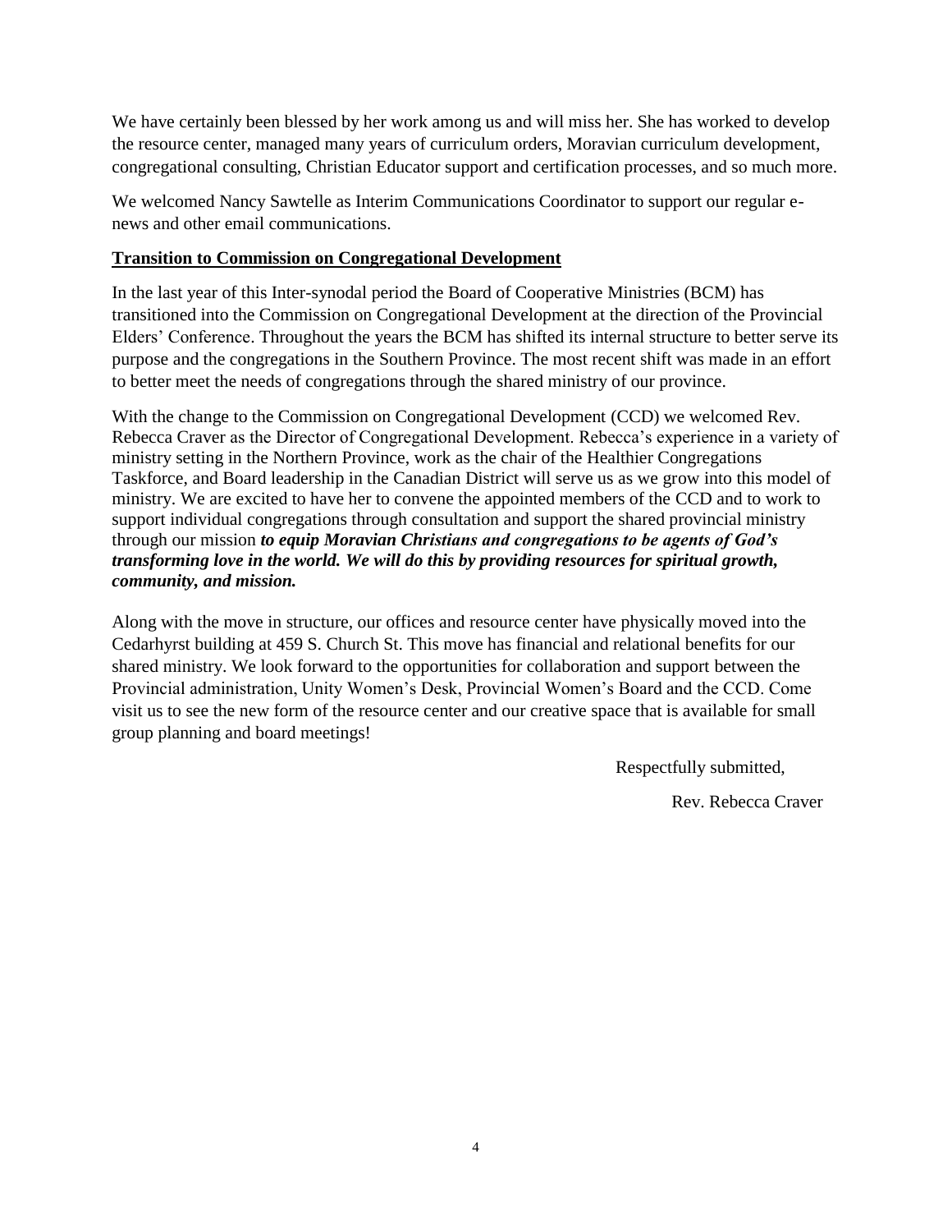We have certainly been blessed by her work among us and will miss her. She has worked to develop the resource center, managed many years of curriculum orders, Moravian curriculum development, congregational consulting, Christian Educator support and certification processes, and so much more.

We welcomed Nancy Sawtelle as Interim Communications Coordinator to support our regular e-news and other email communications.

**Transition to Commission on Congregational Development**

In the last year of this Inter-synodal period the Board of Cooperative Ministries (BCM) has transitioned into the Commission on Congregational Development at the direction of the Provincial Elders' Conference. Throughout the years the BCM has shifted its internal structure to better serve its purpose and the congregations in the Southern Province. The most recent shift was made in an effort to better meet the needs of congregations through the shared ministry of our province.

With the change to the Commission on Congregational Development (CCD) we welcomed Rev. Rebecca Craver as the Director of Congregational Development. Rebecca's experience in a variety of ministry setting in the Northern Province, work as the chair of the Healthier Congregations Taskforce, and Board leadership in the Canadian District will serve us as we grow into this model of ministry. We are excited to have her to convene the appointed members of the CCD and to work to support individual congregations through consultation and support the shared provincial ministry through our mission ***to equip Moravian Christians and congregations to be agents of God's transforming love in the world. We will do this by providing resources for spiritual growth, community, and mission.***

Along with the move in structure, our offices and resource center have physically moved into the Cedarhyrst building at 459 S. Church St. This move has financial and relational benefits for our shared ministry. We look forward to the opportunities for collaboration and support between the Provincial administration, Unity Women's Desk, Provincial Women's Board and the CCD. Come visit us to see the new form of the resource center and our creative space that is available for small group planning and board meetings!

Respectfully submitted,

Rev. Rebecca Craver